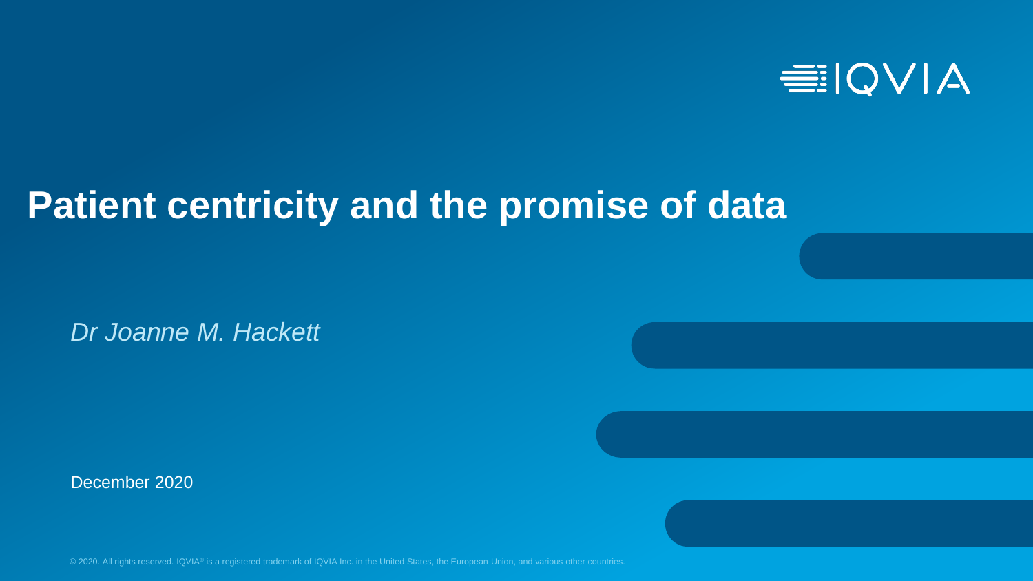# Patient centricity and the promise of data

*Dr Joanne M. Hackett*

December 2020

© 2020. All rights reserved. IQVIA® is a registered trademark of IQVIA Inc. in the United States, the European Union, and various other countries.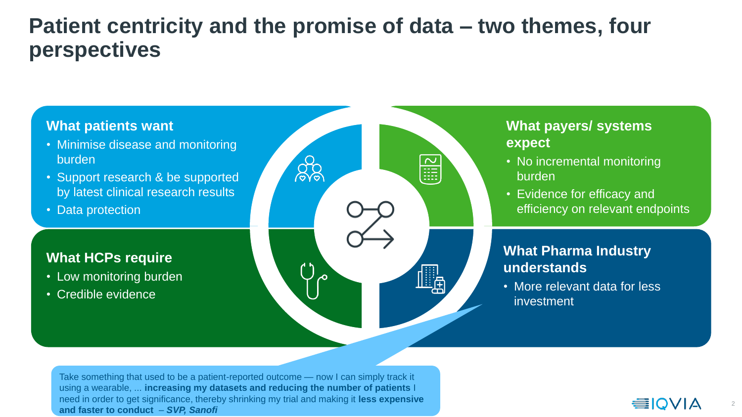# Patient centricity and the promise of data – two themes, four perspectives

## What patients want

- Minimise disease and monitoring burden
- Support research & be supported by latest clinical research results
- Data protection

## What payers/ systems expect

- No incremental monitoring burden
- Evidence for efficacy and efficiency on relevant endpoints

## What HCPs require

- Low monitoring burden
- Credible evidence

## What Pharma Industry understands

- More relevant data for less investment

Take something that used to be a patient-reported outcome — now I can simply track it using a wearable, ... **increasing my datasets and reducing the number of patients** I need in order to get significance, thereby shrinking my trial and making it **less expensive and faster to conduct** – ***SVP, Sanofi***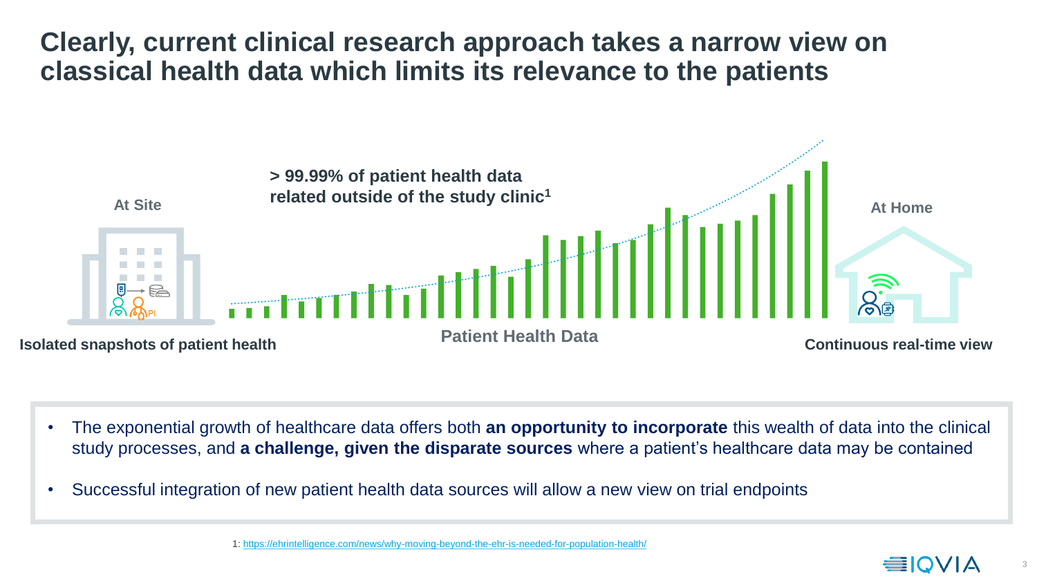# Clearly, current clinical research approach takes a narrow view on classical health data which limits its relevance to the patients

At Site

**> 99.99% of patient health data related outside of the study clinic[1]**

At Home

**Isolated snapshots of patient health**

Patient Health Data

**Continuous real-time view**

- The exponential growth of healthcare data offers both **an opportunity to incorporate** this wealth of data into the clinical study processes, and **a challenge, given the disparate sources** where a patient's healthcare data may be contained
- Successful integration of new patient health data sources will allow a new view on trial endpoints

1: https://ehrintelligence.com/news/why-moving-beyond-the-ehr-is-needed-for-population-health/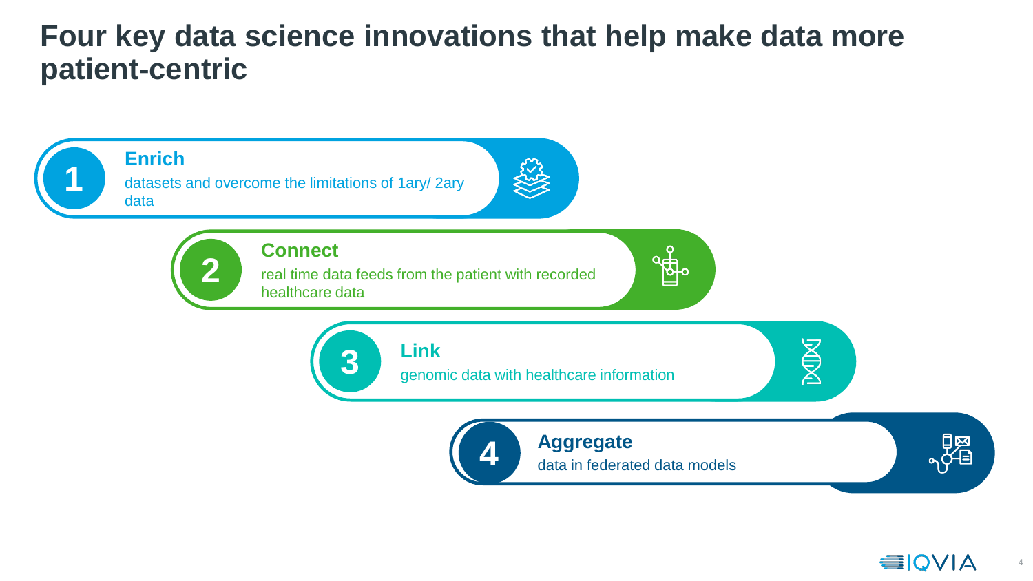# Four key data science innovations that help make data more patient-centric

1. **Enrich**
   datasets and overcome the limitations of 1ary/ 2ary data

2. **Connect**
   real time data feeds from the patient with recorded healthcare data

3. **Link**
   genomic data with healthcare information

4. **Aggregate**
   data in federated data models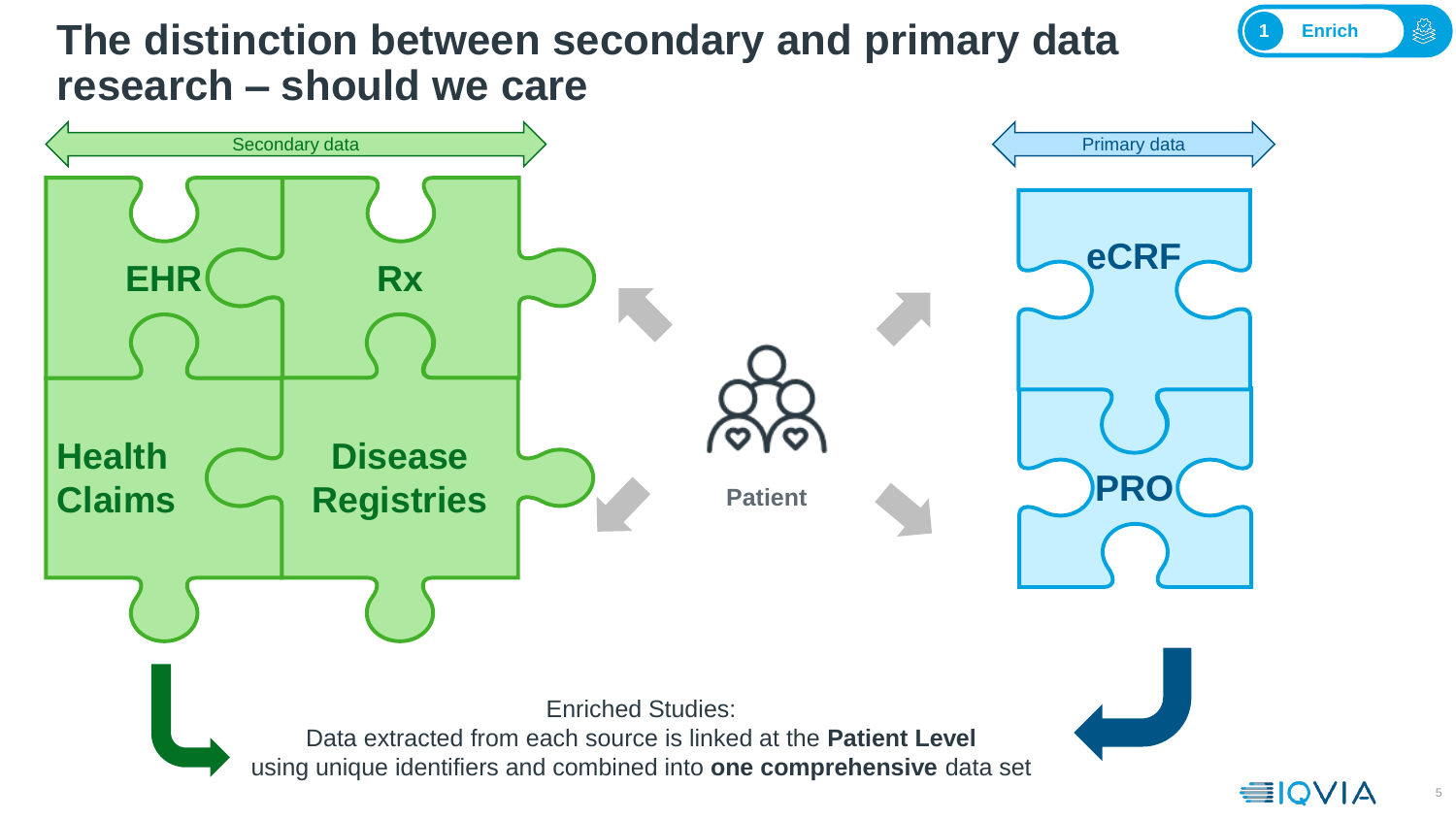# The distinction between secondary and primary data research – should we care

1 Enrich

Secondary data

- EHR
- Rx
- Health Claims
- Disease Registries

Patient

Primary data

- eCRF
- PRO

Enriched Studies:
Data extracted from each source is linked at the **Patient Level** using unique identifiers and combined into **one comprehensive** data set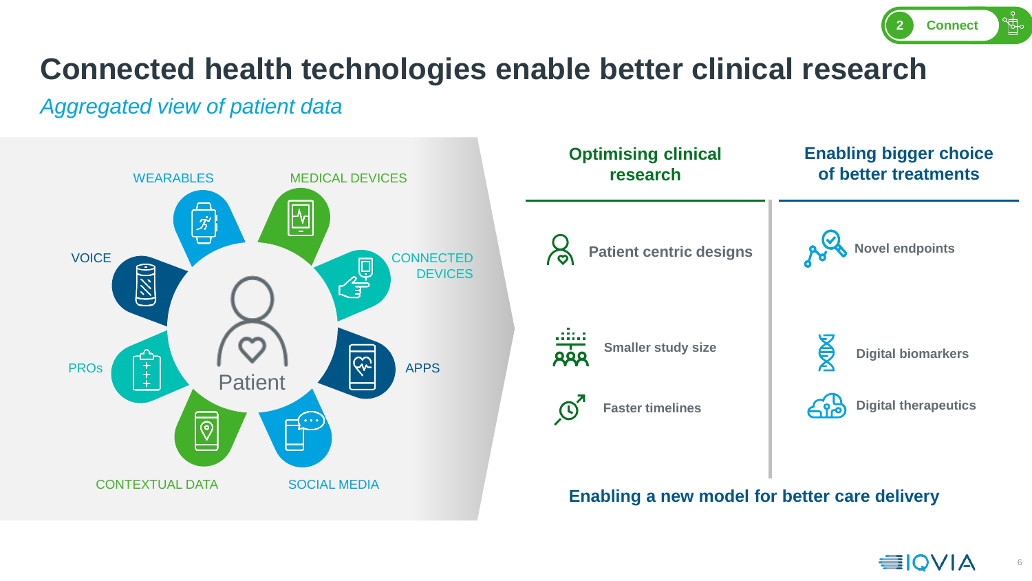# Connected health technologies enable better clinical research

*Aggregated view of patient data*

- WEARABLES
- MEDICAL DEVICES
- CONNECTED DEVICES
- APPS
- SOCIAL MEDIA
- CONTEXTUAL DATA
- PROs
- VOICE

Patient

| Optimising clinical research | Enabling bigger choice of better treatments |
| --- | --- |
| Patient centric designs | Novel endpoints |
| Smaller study size | Digital biomarkers |
| Faster timelines | Digital therapeutics |

**Enabling a new model for better care delivery**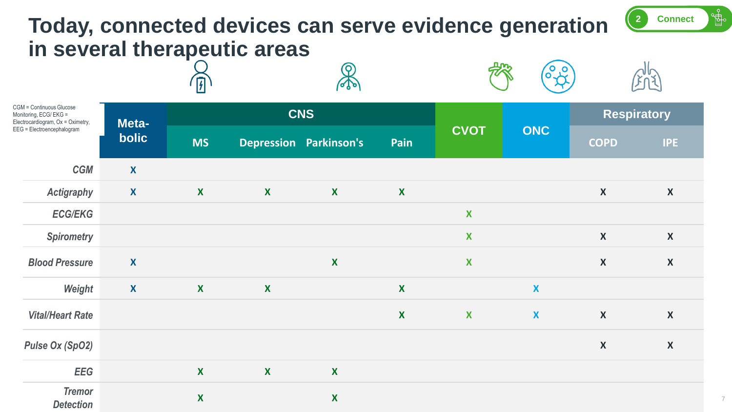# Today, connected devices can serve evidence generation in several therapeutic areas

2 Connect

CGM = Continuous Glucose Monitoring, ECG/ EKG = Electrocardiogram, Ox = Oximetry, EEG = Electroencephalogram

| | Meta-bolic | CNS | | | | CVOT | ONC | Respiratory | |
|---|---|---|---|---|---|---|---|---|---|
| | | MS | Depression | Parkinson's | Pain | | | COPD | IPE |
| *CGM* | X | | | | | | | | |
| *Actigraphy* | X | X | X | X | X | | | X | X |
| *ECG/EKG* | | | | | | X | | | |
| *Spirometry* | | | | | | X | | X | X |
| *Blood Pressure* | X | | | X | | X | | X | X |
| *Weight* | X | X | X | | X | | X | | |
| *Vital/Heart Rate* | | | | | X | X | X | X | X |
| *Pulse Ox (SpO2)* | | | | | | | | X | X |
| *EEG* | | X | X | X | | | | | |
| *Tremor Detection* | | X | | X | | | | | |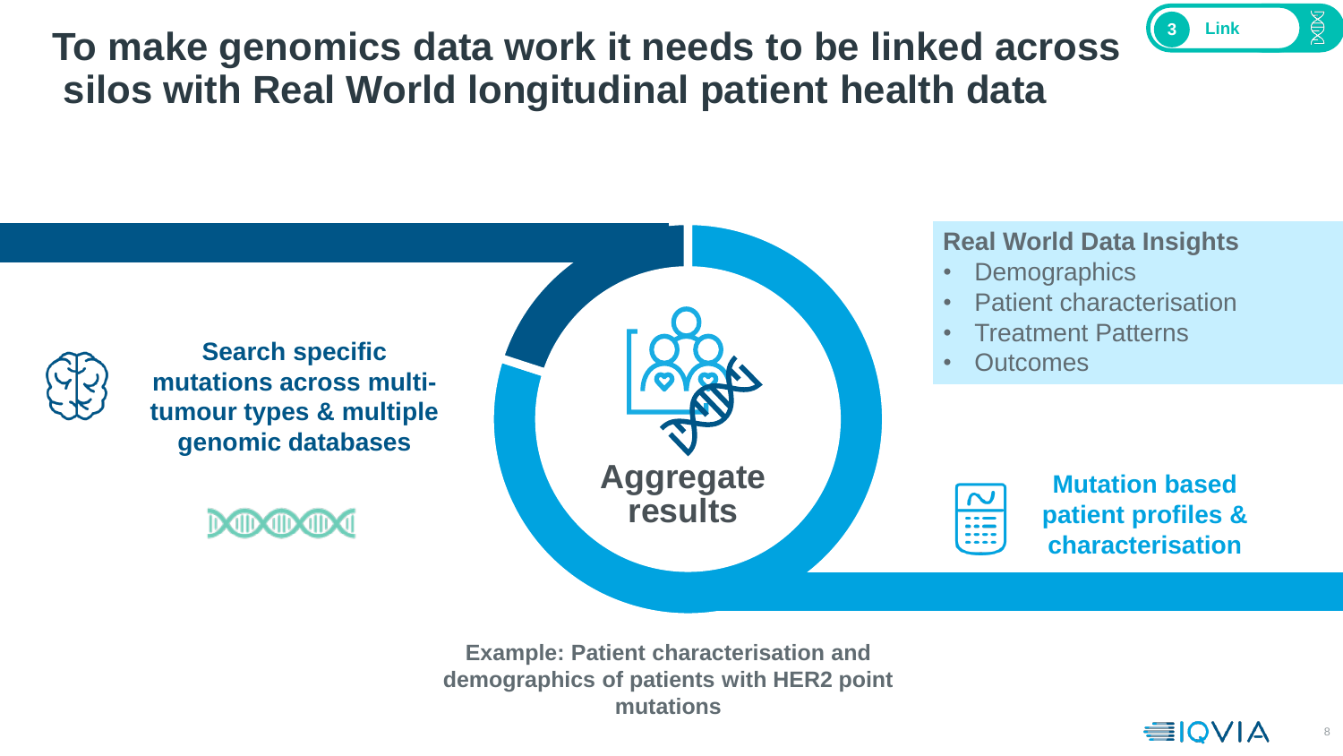# To make genomics data work it needs to be linked across silos with Real World longitudinal patient health data

3 Link

Search specific mutations across multi-tumour types & multiple genomic databases

Aggregate results

**Real World Data Insights**

- Demographics
- Patient characterisation
- Treatment Patterns
- Outcomes

Mutation based patient profiles & characterisation

**Example: Patient characterisation and demographics of patients with HER2 point mutations**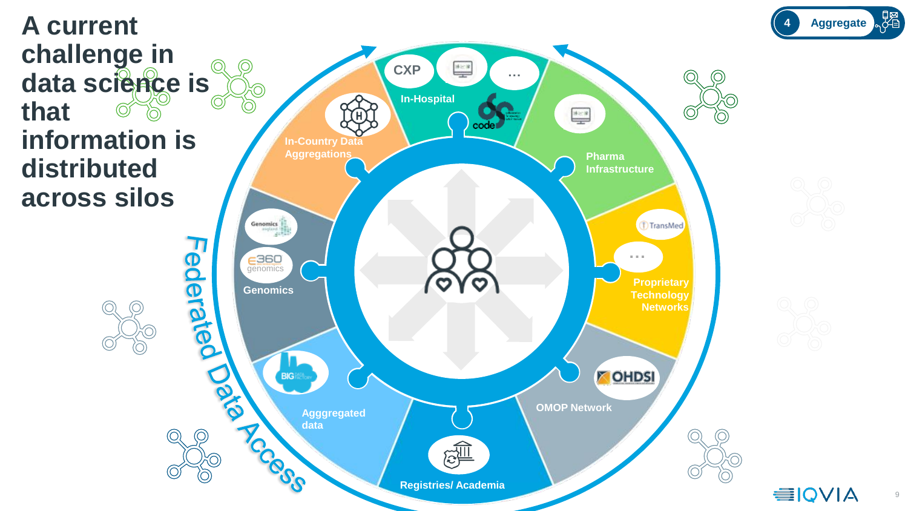# A current challenge in data science is that information is distributed across silos

4 Aggregate

Federated Data Access

- In-Hospital: CXP, code, ...
- Pharma Infrastructure
- Proprietary Technology Networks: TransMed, ...
- OMOP Network: OHDSI
- Registries/ Academia
- Agggregated data: BIG DATA FACTORY
- Genomics: Genomics England, E360 genomics
- In-Country Data Aggregations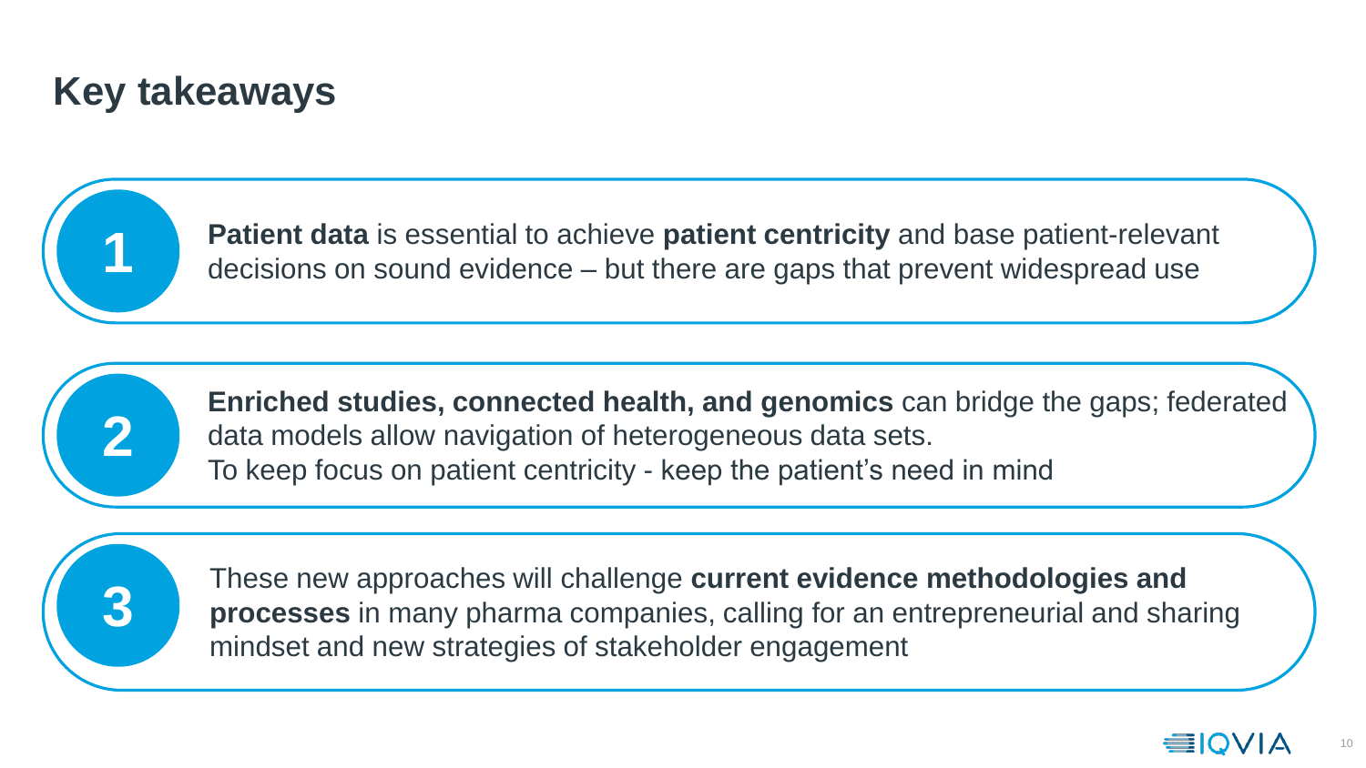# Key takeaways

1. **Patient data** is essential to achieve **patient centricity** and base patient-relevant decisions on sound evidence – but there are gaps that prevent widespread use

2. **Enriched studies, connected health, and genomics** can bridge the gaps; federated data models allow navigation of heterogeneous data sets.
   To keep focus on patient centricity - keep the patient's need in mind

3. These new approaches will challenge **current evidence methodologies and processes** in many pharma companies, calling for an entrepreneurial and sharing mindset and new strategies of stakeholder engagement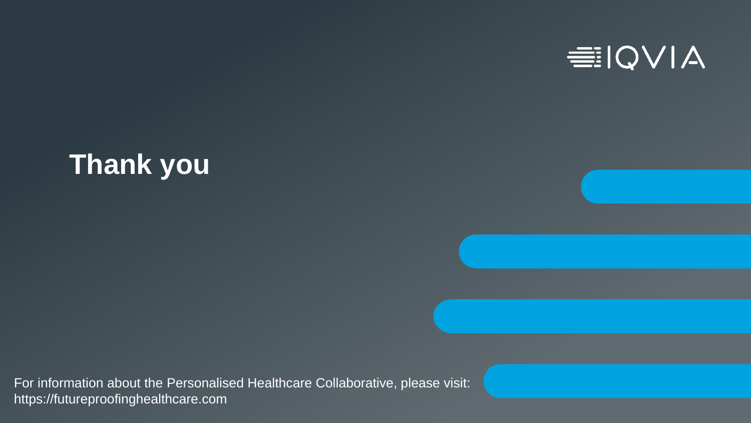IQVIA

# Thank you

For information about the Personalised Healthcare Collaborative, please visit:
https://futureproofinghealthcare.com